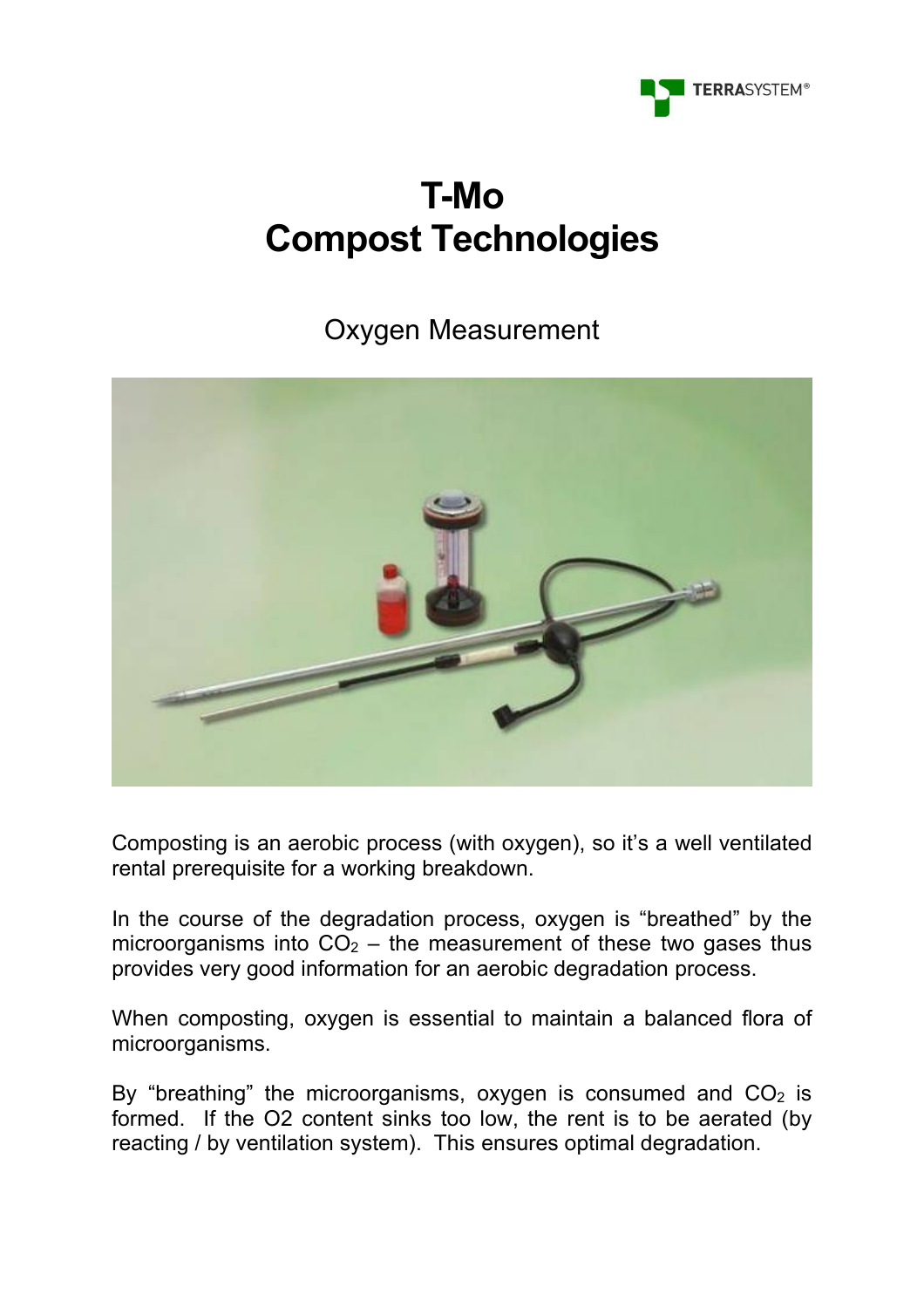# T-Mo
# Compost Technologies

## Oxygen Measurement

Composting is an aerobic process (with oxygen), so it's a well ventilated rental prerequisite for a working breakdown.

In the course of the degradation process, oxygen is "breathed" by the microorganisms into $CO_2$ – the measurement of these two gases thus provides very good information for an aerobic degradation process.

When composting, oxygen is essential to maintain a balanced flora of microorganisms.

By "breathing" the microorganisms, oxygen is consumed and $CO_2$ is formed. If the O2 content sinks too low, the rent is to be aerated (by reacting / by ventilation system). This ensures optimal degradation.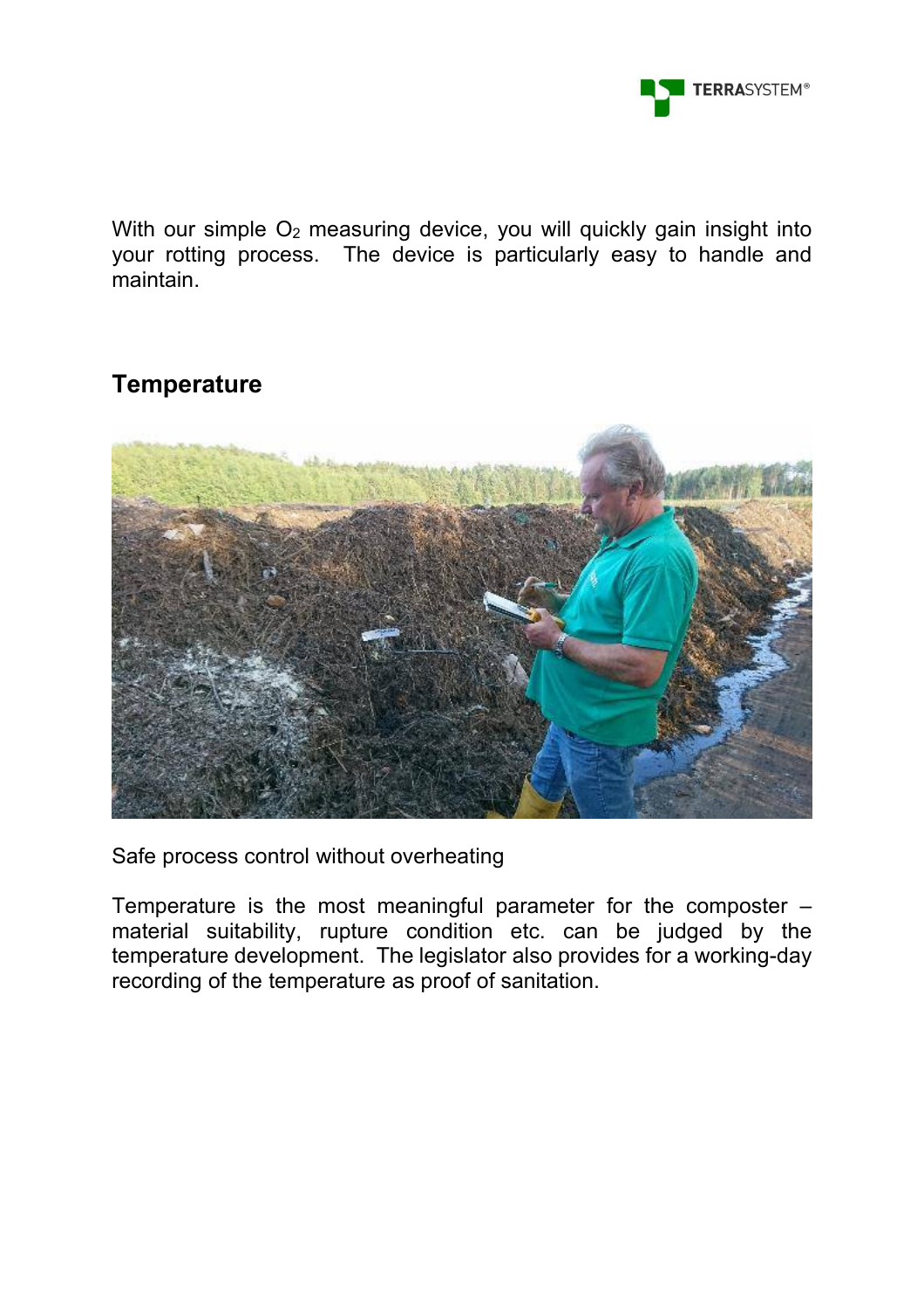With our simple $O_2$ measuring device, you will quickly gain insight into your rotting process. The device is particularly easy to handle and maintain.

## Temperature

Safe process control without overheating

Temperature is the most meaningful parameter for the composter – material suitability, rupture condition etc. can be judged by the temperature development. The legislator also provides for a working-day recording of the temperature as proof of sanitation.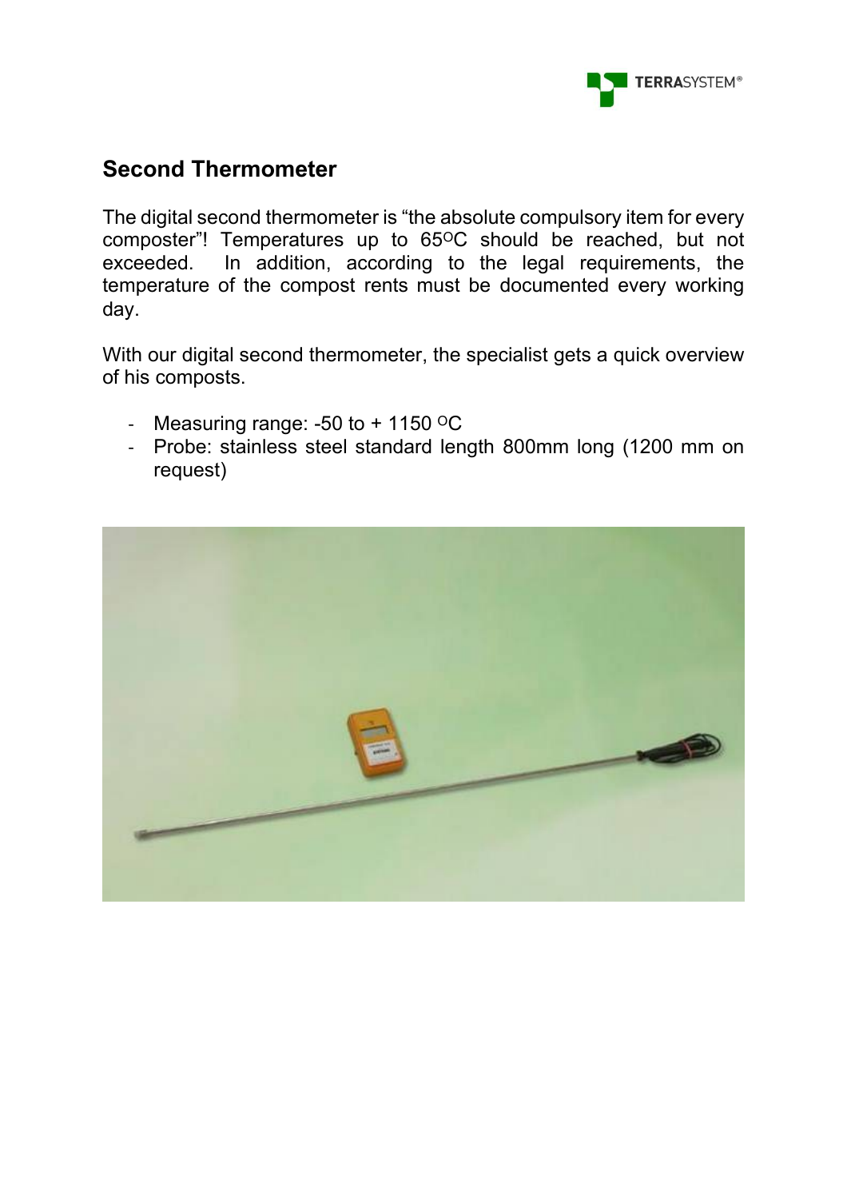## Second Thermometer

The digital second thermometer is "the absolute compulsory item for every composter"! Temperatures up to 65°C should be reached, but not exceeded. In addition, according to the legal requirements, the temperature of the compost rents must be documented every working day.

With our digital second thermometer, the specialist gets a quick overview of his composts.

- Measuring range: -50 to + 1150 °C
- Probe: stainless steel standard length 800mm long (1200 mm on request)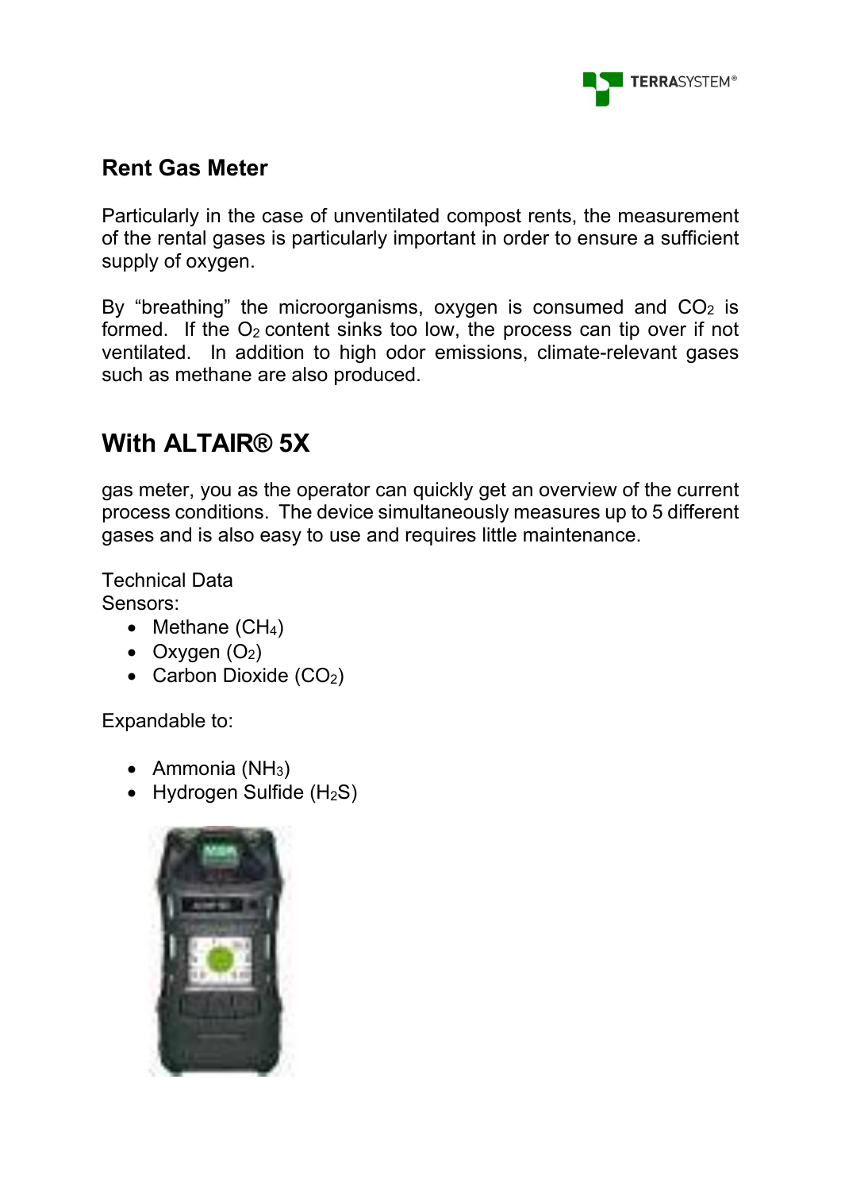## Rent Gas Meter

Particularly in the case of unventilated compost rents, the measurement of the rental gases is particularly important in order to ensure a sufficient supply of oxygen.

By "breathing" the microorganisms, oxygen is consumed and $CO_2$ is formed. If the $O_2$ content sinks too low, the process can tip over if not ventilated. In addition to high odor emissions, climate-relevant gases such as methane are also produced.

## With ALTAIR® 5X

gas meter, you as the operator can quickly get an overview of the current process conditions. The device simultaneously measures up to 5 different gases and is also easy to use and requires little maintenance.

Technical Data
Sensors:

- Methane ($CH_4$)
- Oxygen ($O_2$)
- Carbon Dioxide ($CO_2$)

Expandable to:

- Ammonia ($NH_3$)
- Hydrogen Sulfide ($H_2S$)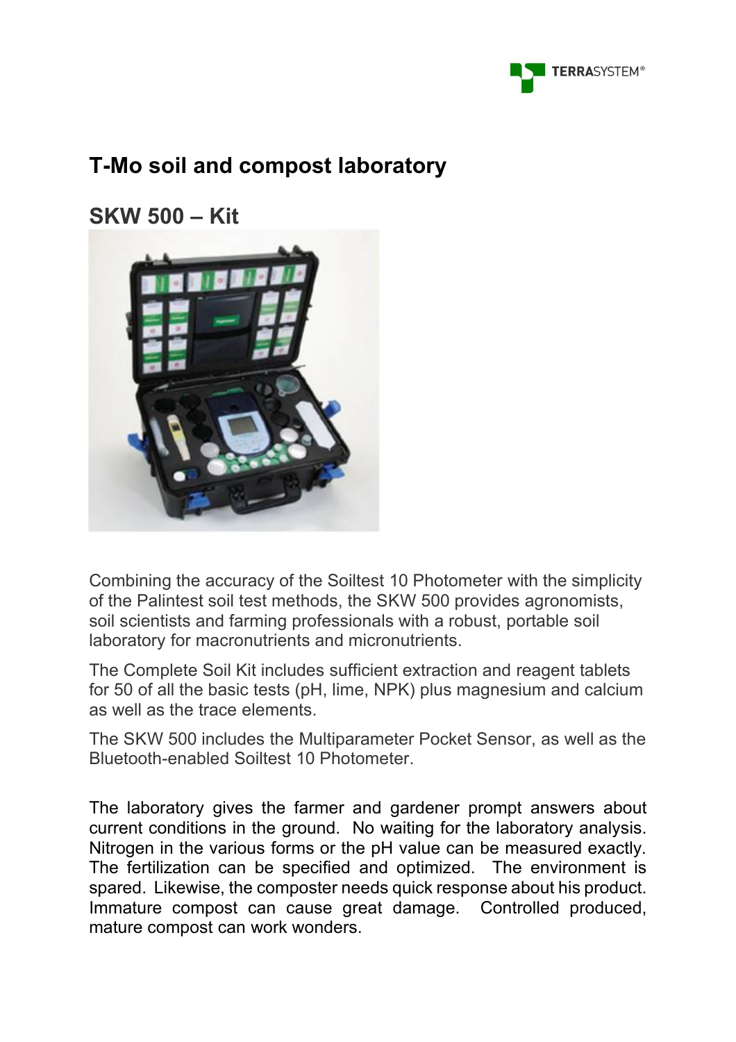## T-Mo soil and compost laboratory

## SKW 500 – Kit

Combining the accuracy of the Soiltest 10 Photometer with the simplicity of the Palintest soil test methods, the SKW 500 provides agronomists, soil scientists and farming professionals with a robust, portable soil laboratory for macronutrients and micronutrients.

The Complete Soil Kit includes sufficient extraction and reagent tablets for 50 of all the basic tests (pH, lime, NPK) plus magnesium and calcium as well as the trace elements.

The SKW 500 includes the Multiparameter Pocket Sensor, as well as the Bluetooth-enabled Soiltest 10 Photometer.

The laboratory gives the farmer and gardener prompt answers about current conditions in the ground. No waiting for the laboratory analysis. Nitrogen in the various forms or the pH value can be measured exactly. The fertilization can be specified and optimized. The environment is spared. Likewise, the composter needs quick response about his product. Immature compost can cause great damage. Controlled produced, mature compost can work wonders.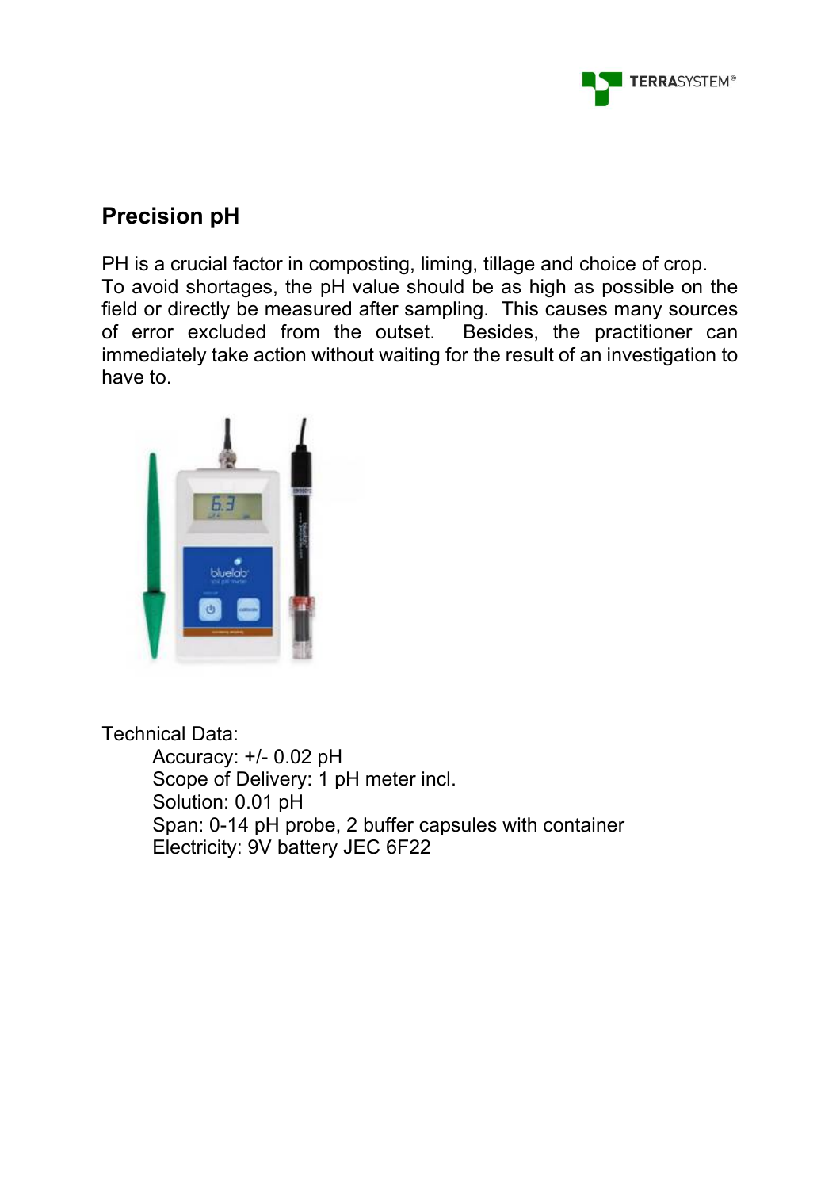## Precision pH

PH is a crucial factor in composting, liming, tillage and choice of crop. To avoid shortages, the pH value should be as high as possible on the field or directly be measured after sampling. This causes many sources of error excluded from the outset. Besides, the practitioner can immediately take action without waiting for the result of an investigation to have to.

Technical Data:

- Accuracy: +/- 0.02 pH
- Scope of Delivery: 1 pH meter incl.
- Solution: 0.01 pH
- Span: 0-14 pH probe, 2 buffer capsules with container
- Electricity: 9V battery JEC 6F22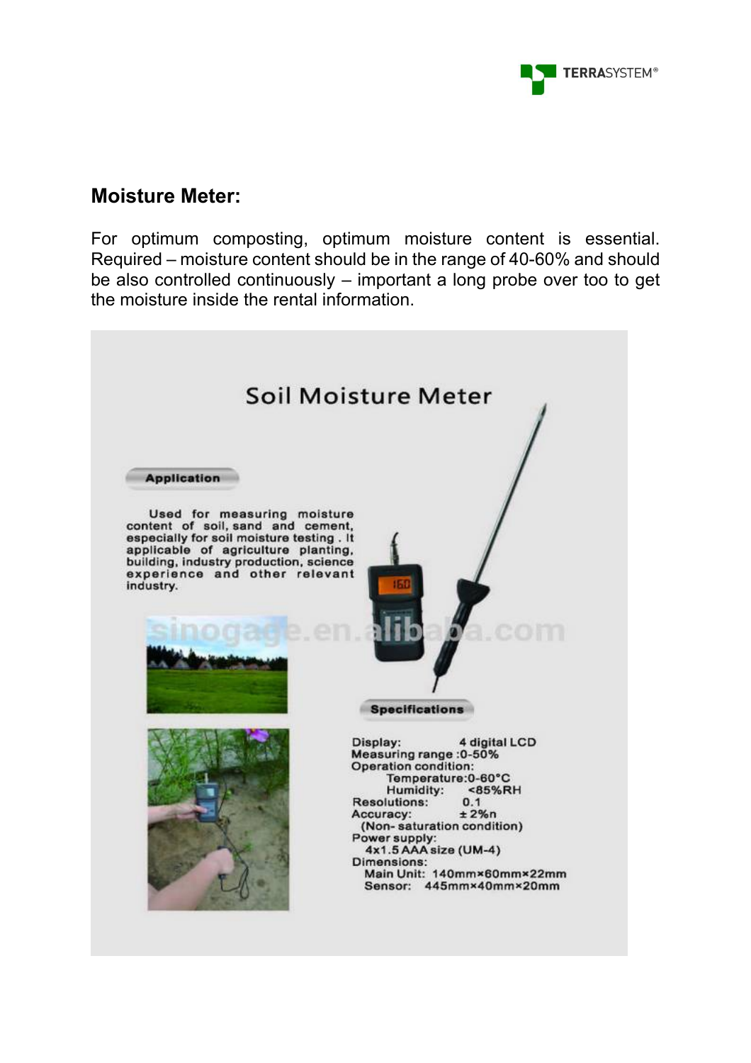## Moisture Meter:

For optimum composting, optimum moisture content is essential. Required – moisture content should be in the range of 40-60% and should be also controlled continuously – important a long probe over too to get the moisture inside the rental information.

### Soil Moisture Meter

**Application**

Used for measuring moisture content of soil, sand and cement, especially for soil moisture testing . It applicable of agriculture planting, building, industry production, science experience and other relevant industry.

**Specifications**

Display: 4 digital LCD
Measuring range :0-50%
Operation condition:
Temperature:0-60°C
Humidity: <85%RH
Resolutions: 0.1
Accuracy: ±2%n
(Non- saturation condition)
Power supply:
4x1.5 AAA size (UM-4)
Dimensions:
Main Unit: 140mm×60mm×22mm
Sensor: 445mm×40mm×20mm